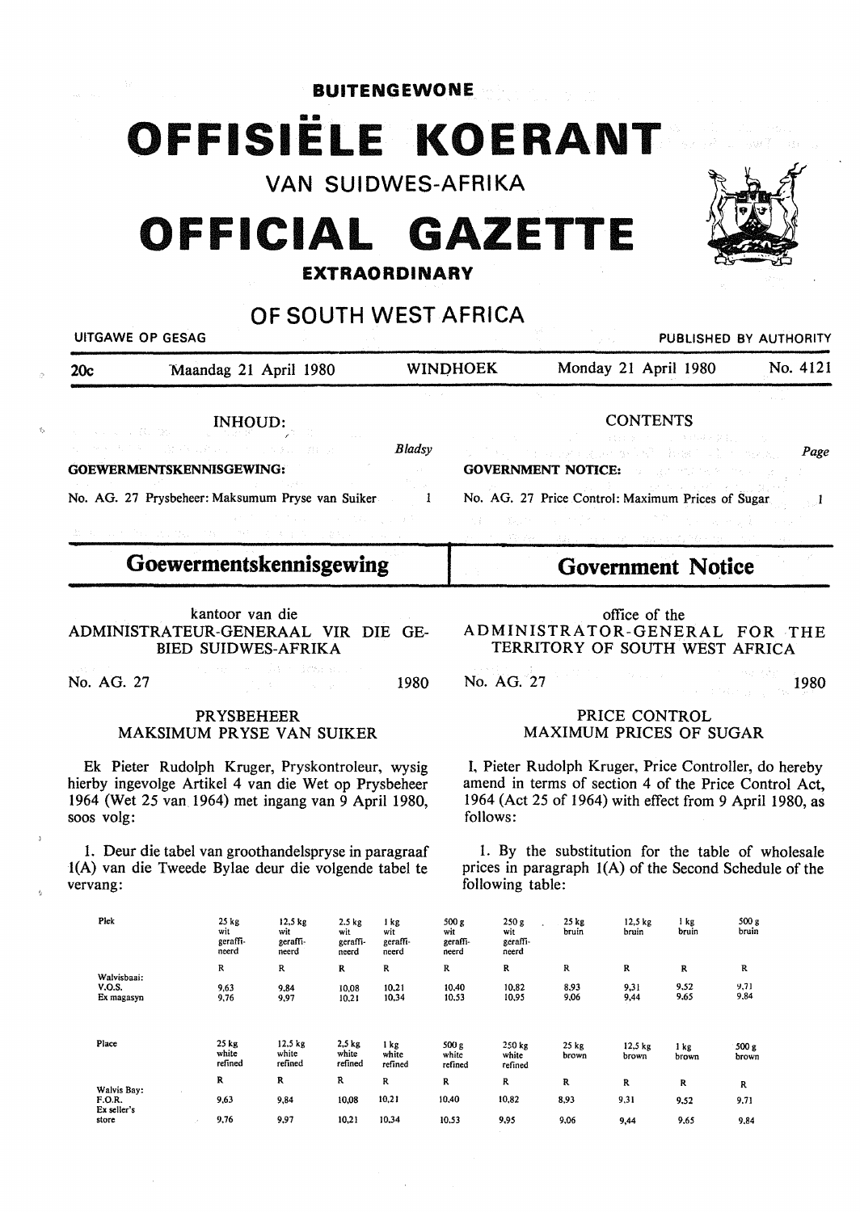BUITENGEWONE

# OFFISIËLE KOERANT

VAN SUIDWES-AFRIKA

# OFFICIAL GAZETTE

**EXTRAORDINARY**

## OF SOUTH WEST AFRICA

UITGAWE OP GESAG — PUBLISHED BY AUTHORITY

20c — Maandag 21 April 1980 — WINDHOEK — Monday 21 April 1980 — No. 4121

INHOUD:

*Bladsy*

**GOEWERMENTSKENNISGEWING:**

No. AG. 27 Prysbeheer: Maksumum Pryse van Suiker — 1

CONTENTS

*Page*

**GOVERNMENT NOTICE:**

No. AG. 27 Price Control: Maximum Prices of Sugar — 1

## Goewermentskennisgewing

kantoor van die
ADMINISTRATEUR-GENERAAL VIR DIE GEBIED SUIDWES-AFRIKA

No. AG. 27 — 1980

PRYSBEHEER
MAKSIMUM PRYSE VAN SUIKER

Ek Pieter Rudolph Kruger, Pryskontroleur, wysig hierby ingevolge Artikel 4 van die Wet op Prysbeheer 1964 (Wet 25 van 1964) met ingang van 9 April 1980, soos volg:

1. Deur die tabel van groothandelspryse in paragraaf 1(A) van die Tweede Bylae deur die volgende tabel te vervang:

| Plek | 25 kg wit geraffineerd | 12,5 kg wit geraffineerd | 2,5 kg wit geraffineerd | 1 kg wit geraffineerd | 500 g wit geraffineerd | 250 g wit geraffineerd | 25 kg bruin | 12,5 kg bruin | 1 kg bruin | 500 g bruin |
|---|---|---|---|---|---|---|---|---|---|---|
| | R | R | R | R | R | R | R | R | R | R |
| Walvisbaai: | | | | | | | | | | |
| V.O.S. | 9,63 | 9,84 | 10,08 | 10,21 | 10,40 | 10,82 | 8,93 | 9,31 | 9,52 | 9,71 |
| Ex magasyn | 9,76 | 9,97 | 10,21 | 10,34 | 10,53 | 10,95 | 9,06 | 9,44 | 9,65 | 9,84 |

## Government Notice

office of the
ADMINISTRATOR-GENERAL FOR THE TERRITORY OF SOUTH WEST AFRICA

No. AG. 27 — 1980

PRICE CONTROL
MAXIMUM PRICES OF SUGAR

I, Pieter Rudolph Kruger, Price Controller, do hereby amend in terms of section 4 of the Price Control Act, 1964 (Act 25 of 1964) with effect from 9 April 1980, as follows:

1. By the substitution for the table of wholesale prices in paragraph 1(A) of the Second Schedule of the following table:

| Place | 25 kg white refined | 12,5 kg white refined | 2,5 kg white refined | 1 kg white refined | 500 g white refined | 250 kg white refined | 25 kg brown | 12,5 kg brown | 1 kg brown | 500 g brown |
|---|---|---|---|---|---|---|---|---|---|---|
| | R | R | R | R | R | R | R | R | R | R |
| Walvis Bay: | | | | | | | | | | |
| F.O.R. | 9,63 | 9,84 | 10,08 | 10,21 | 10,40 | 10,82 | 8,93 | 9,31 | 9,52 | 9,71 |
| Ex seller's store | 9,76 | 9,97 | 10,21 | 10,34 | 10,53 | 9,95 | 9,06 | 9,44 | 9,65 | 9,84 |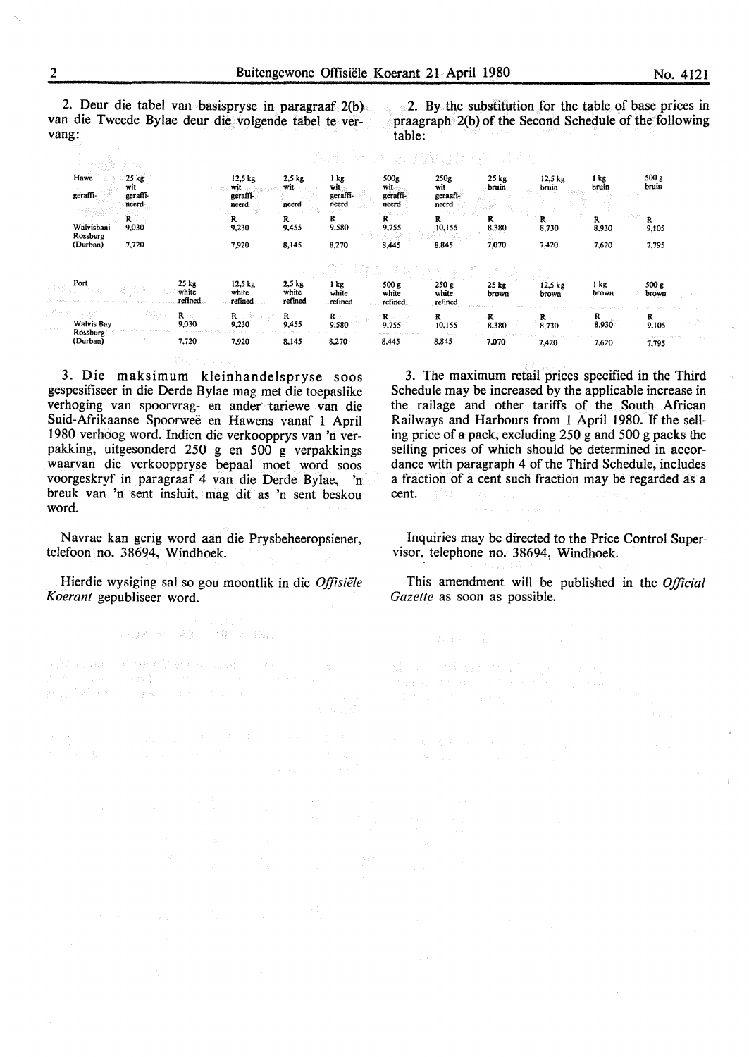2. Deur die tabel van basispryse in paragraaf 2(b) van die Tweede Bylae deur die volgende tabel te vervang:

| Hawe | 25 kg wit geraffineerd | 12,5 kg wit geraffineerd | 2,5 kg wit neerd | 1 kg wit geraffineerd | 500g wit geraffineerd | 250g wit geraafineerd | 25 kg bruin | 12,5 kg bruin | 1 kg bruin | 500 g bruin |
|---|---|---|---|---|---|---|---|---|---|---|
| | R | R | R | R | R | R | R | R | R | R |
| Walvisbaai | 9,030 | 9,230 | 9,455 | 9,580 | 9,755 | 10,155 | 8,380 | 8,730 | 8,930 | 9,105 |
| Rossburg (Durban) | 7,720 | 7,920 | 8,145 | 8,270 | 8,445 | 8,845 | 7,070 | 7,420 | 7,620 | 7,795 |

2. By the substitution for the table of base prices in praagraph 2(b) of the Second Schedule of the following table:

| Port | 25 kg white refined | 12,5 kg white refined | 2,5 kg white refined | 1 kg white refined | 500 g white refined | 250 g white refined | 25 kg brown | 12,5 kg brown | 1 kg brown | 500 g brown |
|---|---|---|---|---|---|---|---|---|---|---|
| | R | R | R | R | R | R | R | R | R | R |
| Walvis Bay | 9,030 | 9,230 | 9,455 | 9,580 | 9,755 | 10,155 | 8,380 | 8,730 | 8,930 | 9,105 |
| Rossburg (Durban) | 7,720 | 7,920 | 8,145 | 8,270 | 8,445 | 8,845 | 7,070 | 7,420 | 7,620 | 7,795 |

3. Die maksimum kleinhandelspryse soos gespesifiseer in die Derde Bylae mag met die toepaslike verhoging van spoorvrag- en ander tariewe van die Suid-Afrikaanse Spoorweë en Hawens vanaf 1 April 1980 verhoog word. Indien die verkoopprys van 'n verpakking, uitgesonderd 250 g en 500 g verpakkings waarvan die verkooppryse bepaal moet word soos voorgeskryf in paragraaf 4 van die Derde Bylae, 'n breuk van 'n sent insluit, mag dit as 'n sent beskou word.

Navrae kan gerig word aan die Prysbeheeropsiener, telefoon no. 38694, Windhoek.

Hierdie wysiging sal so gou moontlik in die *Offisiële Koerant* gepubliseer word.

3. The maximum retail prices specified in the Third Schedule may be increased by the applicable increase in the railage and other tariffs of the South African Railways and Harbours from 1 April 1980. If the selling price of a pack, excluding 250 g and 500 g packs the selling prices of which should be determined in accordance with paragraph 4 of the Third Schedule, includes a fraction of a cent such fraction may be regarded as a cent.

Inquiries may be directed to the Price Control Supervisor, telephone no. 38694, Windhoek.

This amendment will be published in the *Official Gazette* as soon as possible.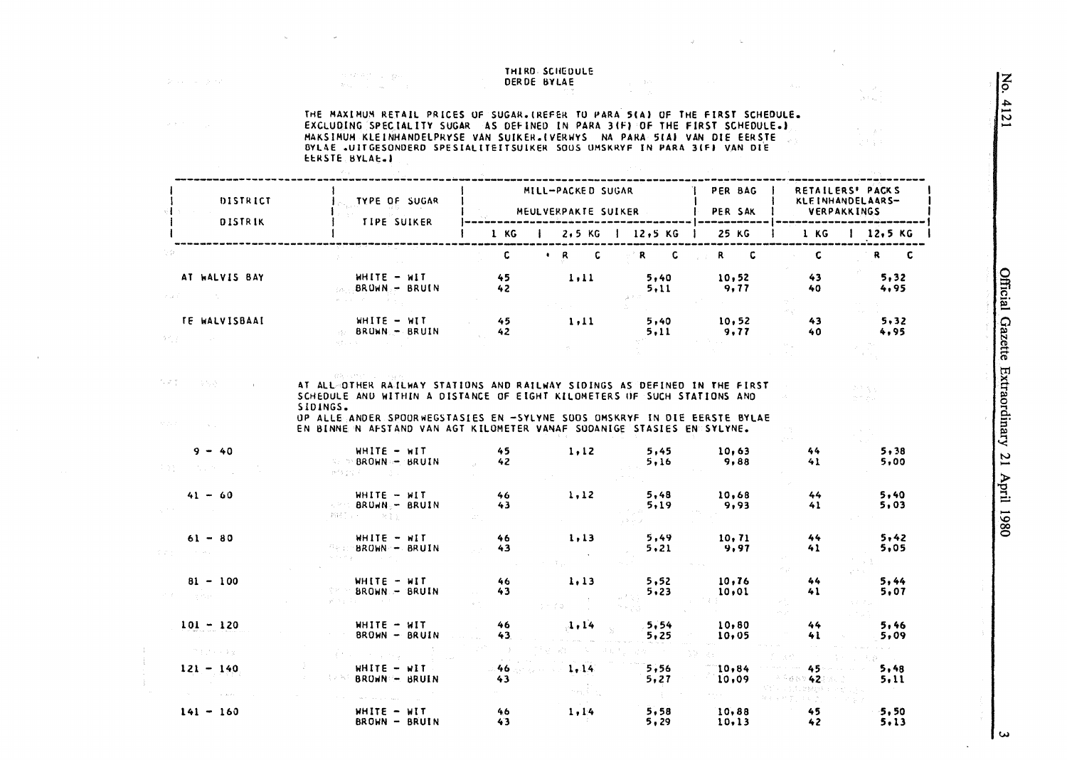THIRD SCHEDULE
DERDE BYLAE

THE MAXIMUM RETAIL PRICES OF SUGAR.(REFER TO PARA 5(A) OF THE FIRST SCHEDULE. EXCLUDING SPECIALITY SUGAR AS DEFINED IN PARA 3(F) OF THE FIRST SCHEDULE.)
MAKSIMUM KLEINHANDELPRYSE VAN SUIKER.(VERWYS NA PARA 5(A) VAN DIE EERSTE BYLAE .UITGESONDERD SPESIALITEITSUIKER SOOS OMSKRYF IN PARA 3(F) VAN DIE EERSTE BYLAE.)

| DISTRICT / DISTRIK | TYPE OF SUGAR / TIPE SUIKER | MILL-PACKED SUGAR / MEULVERPAKTE SUIKER | | | PER BAG / PER SAK | RETAILERS' PACKS / KLEINHANDELAARS-VERPAKKINGS | |
|---|---|---|---|---|---|---|---|
| | | 1 KG | 2,5 KG | 12,5 KG | 25 KG | 1 KG | 12,5 KG |
| | | C | R C | R C | R C | C | R C |
| AT WALVIS BAY | WHITE - WIT | 45 | 1,11 | 5,40 | 10,52 | 43 | 5,32 |
| | BROWN - BRUIN | 42 | | 5,11 | 9,77 | 40 | 4,95 |
| TE WALVISBAAI | WHITE - WIT | 45 | 1,11 | 5,40 | 10,52 | 43 | 5,32 |
| | BROWN - BRUIN | 42 | | 5,11 | 9,77 | 40 | 4,95 |
| AT ALL OTHER RAILWAY STATIONS AND RAILWAY SIDINGS AS DEFINED IN THE FIRST SCHEDULE AND WITHIN A DISTANCE OF EIGHT KILOMETERS OF SUCH STATIONS AND SIDINGS. OP ALLE ANDER SPOORWEGSTASIES EN -SYLYNE SOOS OMSKRYF IN DIE EERSTE BYLAE EN BINNE N AFSTAND VAN AGT KILOMETER VANAF SODANIGE STASIES EN SYLYNE. | | | | | | | |
| 9 - 40 | WHITE - WIT | 45 | 1,12 | 5,45 | 10,63 | 44 | 5,38 |
| | BROWN - BRUIN | 42 | | 5,16 | 9,88 | 41 | 5,00 |
| 41 - 60 | WHITE - WIT | 46 | 1,12 | 5,48 | 10,68 | 44 | 5,40 |
| | BROWN - BRUIN | 43 | | 5,19 | 9,93 | 41 | 5,03 |
| 61 - 80 | WHITE - WIT | 46 | 1,13 | 5,49 | 10,71 | 44 | 5,42 |
| | BROWN - BRUIN | 43 | | 5,21 | 9,97 | 41 | 5,05 |
| 81 - 100 | WHITE - WIT | 46 | 1,13 | 5,52 | 10,76 | 44 | 5,44 |
| | BROWN - BRUIN | 43 | | 5,23 | 10,01 | 41 | 5,07 |
| 101 - 120 | WHITE - WIT | 46 | 1,14 | 5,54 | 10,80 | 44 | 5,46 |
| | BROWN - BRUIN | 43 | | 5,25 | 10,05 | 41 | 5,09 |
| 121 - 140 | WHITE - WIT | 46 | 1,14 | 5,56 | 10,84 | 45 | 5,48 |
| | BROWN - BRUIN | 43 | | 5,27 | 10,09 | 42 | 5,11 |
| 141 - 160 | WHITE - WIT | 46 | 1,14 | 5,58 | 10,88 | 45 | 5,50 |
| | BROWN - BRUIN | 43 | | 5,29 | 10,13 | 42 | 5,13 |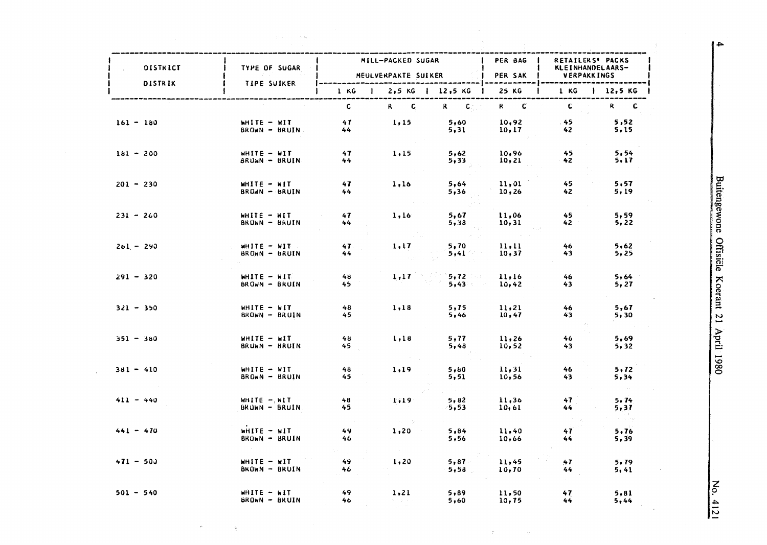| DISTRICT / DISTRIK | TYPE OF SUGAR / TIPE SUIKER | MILL-PACKED SUGAR / MEULVERPAKTE SUIKER | | | PER BAG / PER SAK | RETAILERS' PACKS / KLEINHANDELAARS-VERPAKKINGS | |
|---|---|---|---|---|---|---|---|
| | | 1 KG | 2,5 KG | 12,5 KG | 25 KG | 1 KG | 12,5 KG |
| | | C | R C | R C | R C | C | R C |
| 161 - 180 | WHITE - WIT | 47 | 1,15 | 5,60 | 10,92 | 45 | 5,52 |
| | BROWN - BRUIN | 44 | | 5,31 | 10,17 | 42 | 5,15 |
| 181 - 200 | WHITE - WIT | 47 | 1,15 | 5,62 | 10,96 | 45 | 5,54 |
| | BROWN - BRUIN | 44 | | 5,33 | 10,21 | 42 | 5,17 |
| 201 - 230 | WHITE - WIT | 47 | 1,16 | 5,64 | 11,01 | 45 | 5,57 |
| | BROWN - BRUIN | 44 | | 5,36 | 10,26 | 42 | 5,19 |
| 231 - 260 | WHITE - WIT | 47 | 1,16 | 5,67 | 11,06 | 45 | 5,59 |
| | BROWN - BRUIN | 44 | | 5,38 | 10,31 | 42 | 5,22 |
| 261 - 290 | WHITE - WIT | 47 | 1,17 | 5,70 | 11,11 | 46 | 5,62 |
| | BROWN - BRUIN | 44 | | 5,41 | 10,37 | 43 | 5,25 |
| 291 - 320 | WHITE - WIT | 48 | 1,17 | 5,72 | 11,16 | 46 | 5,64 |
| | BROWN - BRUIN | 45 | | 5,43 | 10,42 | 43 | 5,27 |
| 321 - 350 | WHITE - WIT | 48 | 1,18 | 5,75 | 11,21 | 46 | 5,67 |
| | BROWN - BRUIN | 45 | | 5,46 | 10,47 | 43 | 5,30 |
| 351 - 380 | WHITE - WIT | 48 | 1,18 | 5,77 | 11,26 | 46 | 5,69 |
| | BROWN - BRUIN | 45 | | 5,48 | 10,52 | 43 | 5,32 |
| 381 - 410 | WHITE - WIT | 48 | 1,19 | 5,80 | 11,31 | 46 | 5,72 |
| | BROWN - BRUIN | 45 | | 5,51 | 10,56 | 43 | 5,34 |
| 411 - 440 | WHITE - WIT | 48 | 1,19 | 5,82 | 11,36 | 47 | 5,74 |
| | BROWN - BRUIN | 45 | | 5,53 | 10,61 | 44 | 5,37 |
| 441 - 470 | WHITE - WIT | 49 | 1,20 | 5,84 | 11,40 | 47 | 5,76 |
| | BROWN - BRUIN | 46 | | 5,56 | 10,66 | 44 | 5,39 |
| 471 - 500 | WHITE - WIT | 49 | 1,20 | 5,87 | 11,45 | 47 | 5,79 |
| | BROWN - BRUIN | 46 | | 5,58 | 10,70 | 44 | 5,41 |
| 501 - 540 | WHITE - WIT | 49 | 1,21 | 5,89 | 11,50 | 47 | 5,81 |
| | BROWN - BRUIN | 46 | | 5,60 | 10,75 | 44 | 5,44 |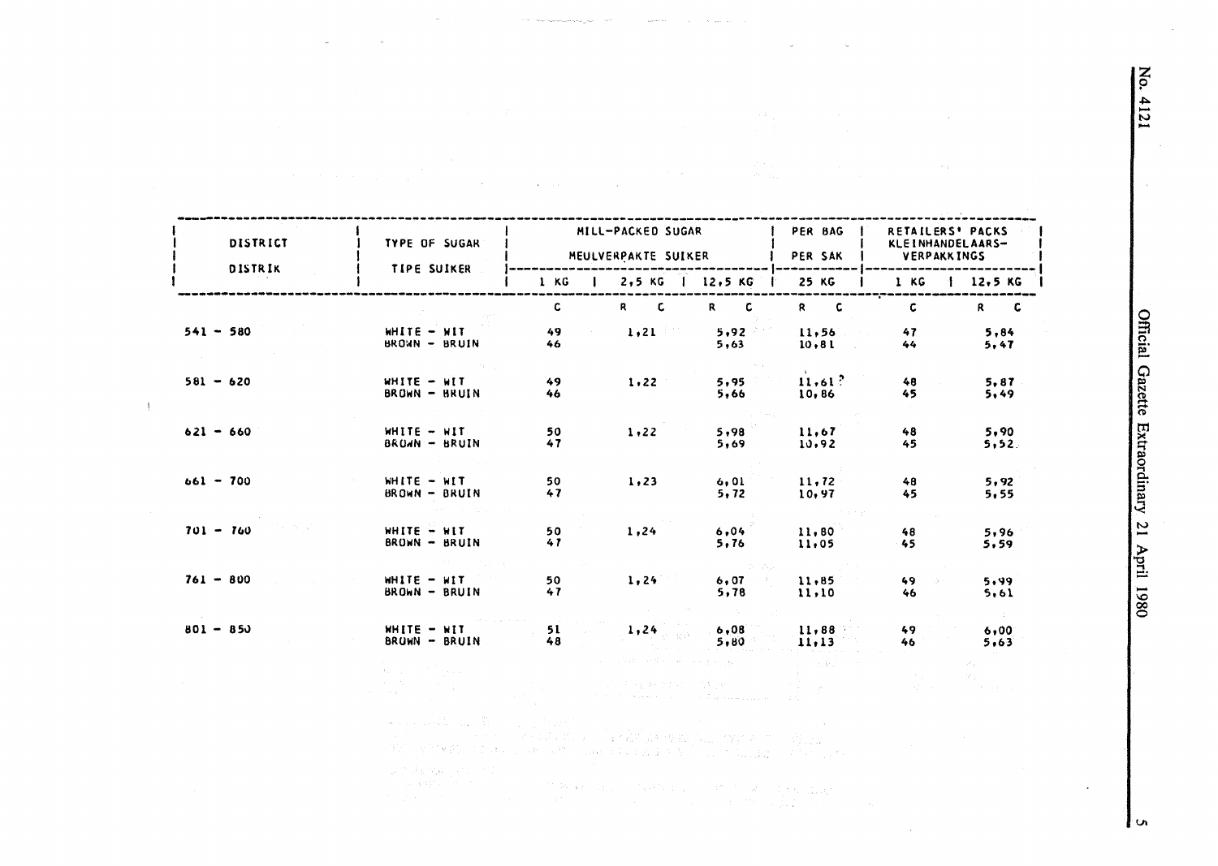| DISTRICT / DISTRIK | TYPE OF SUGAR / TIPE SUIKER | MILL-PACKED SUGAR / MEULVERPAKTE SUIKER | | | PER BAG / PER SAK | RETAILERS' PACKS / KLEINHANDELAARS-VERPAKKINGS | |
|---|---|---|---|---|---|---|---|
| | | 1 KG | 2,5 KG | 12,5 KG | 25 KG | 1 KG | 12,5 KG |
| | | C | R C | R C | R C | C | R C |
| 541 - 580 | WHITE - WIT | 49 | 1,21 | 5,92 | 11,56 | 47 | 5,84 |
| | BROWN - BRUIN | 46 | | 5,63 | 10,81 | 44 | 5,47 |
| 581 - 620 | WHITE - WIT | 49 | 1,22 | 5,95 | 11,61 | 48 | 5,87 |
| | BROWN - BRUIN | 46 | | 5,66 | 10,86 | 45 | 5,49 |
| 621 - 660 | WHITE - WIT | 50 | 1,22 | 5,98 | 11,67 | 48 | 5,90 |
| | BROWN - BRUIN | 47 | | 5,69 | 10,92 | 45 | 5,52 |
| 661 - 700 | WHITE - WIT | 50 | 1,23 | 6,01 | 11,72 | 48 | 5,92 |
| | BROWN - BRUIN | 47 | | 5,72 | 10,97 | 45 | 5,55 |
| 701 - 760 | WHITE - WIT | 50 | 1,24 | 6,04 | 11,80 | 48 | 5,96 |
| | BROWN - BRUIN | 47 | | 5,76 | 11,05 | 45 | 5,59 |
| 761 - 800 | WHITE - WIT | 50 | 1,24 | 6,07 | 11,85 | 49 | 5,99 |
| | BROWN - BRUIN | 47 | | 5,78 | 11,10 | 46 | 5,61 |
| 801 - 850 | WHITE - WIT | 51 | 1,24 | 6,08 | 11,88 | 49 | 6,00 |
| | BROWN - BRUIN | 48 | | 5,80 | 11,13 | 46 | 5,63 |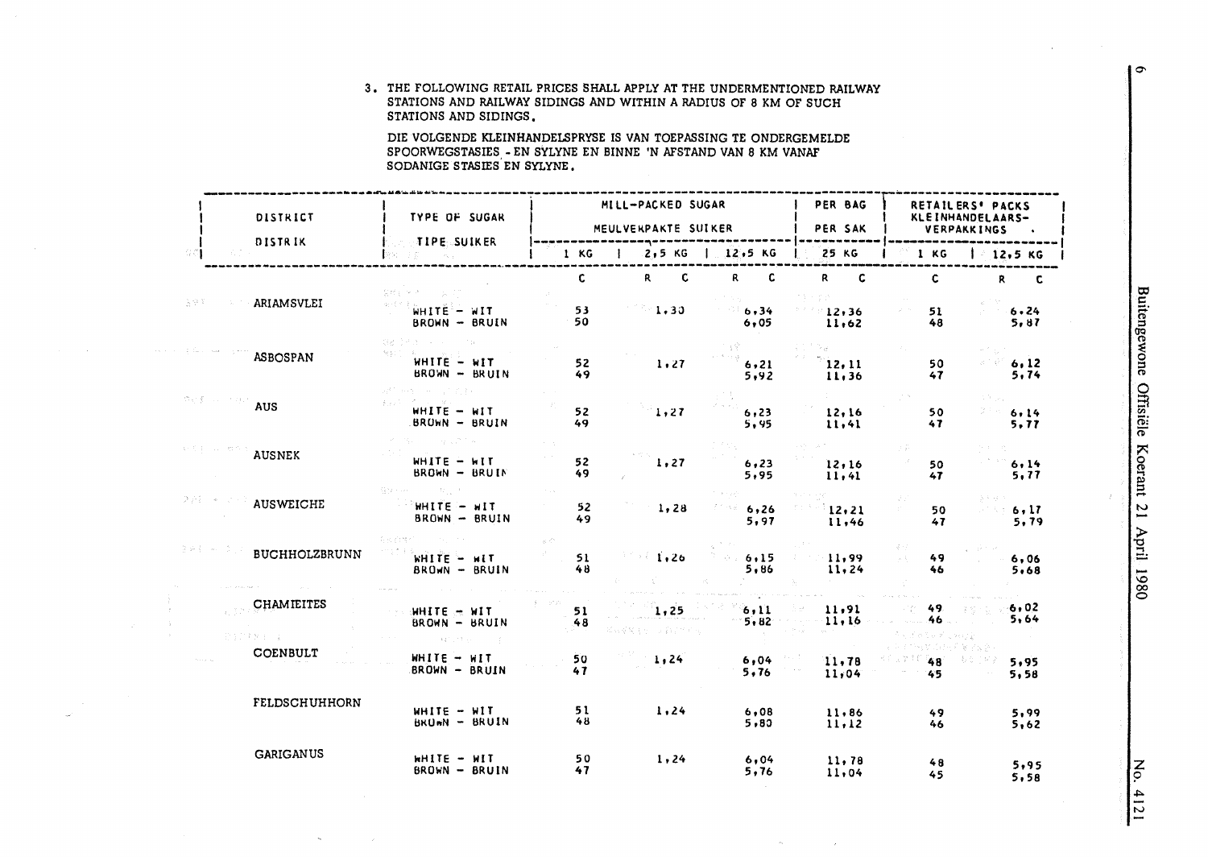3. THE FOLLOWING RETAIL PRICES SHALL APPLY AT THE UNDERMENTIONED RAILWAY STATIONS AND RAILWAY SIDINGS AND WITHIN A RADIUS OF 8 KM OF SUCH STATIONS AND SIDINGS.

DIE VOLGENDE KLEINHANDELSPRYSE IS VAN TOEPASSING TE ONDERGEMELDE SPOORWEGSTASIES - EN SYLYNE EN BINNE 'N AFSTAND VAN 8 KM VANAF SODANIGE STASIES EN SYLYNE.

| DISTRICT / DISTRIK | TYPE OF SUGAR / TIPE SUIKER | MILL-PACKED SUGAR / MEULVERPAKTE SUIKER | | | PER BAG / PER SAK | RETAILERS' PACKS / KLEINHANDELAARS-VERPAKKINGS | |
|---|---|---|---|---|---|---|---|
| | | 1 KG | 2,5 KG | 12,5 KG | 25 KG | 1 KG | 12,5 KG |
| | | C | R C | R C | R C | C | R C |
| ARIAMSVLEI | WHITE - WIT | 53 | 1,30 | 6,34 | 12,36 | 51 | 6,24 |
| | BROWN - BRUIN | 50 | | 6,05 | 11,62 | 48 | 5,87 |
| ASBOSPAN | WHITE - WIT | 52 | 1,27 | 6,21 | 12,11 | 50 | 6,12 |
| | BROWN - BRUIN | 49 | | 5,92 | 11,36 | 47 | 5,74 |
| AUS | WHITE - WIT | 52 | 1,27 | 6,23 | 12,16 | 50 | 6,14 |
| | BROWN - BRUIN | 49 | | 5,95 | 11,41 | 47 | 5,77 |
| AUSNEK | WHITE - WIT | 52 | 1,27 | 6,23 | 12,16 | 50 | 6,14 |
| | BROWN - BRUIN | 49 | | 5,95 | 11,41 | 47 | 5,77 |
| AUSWEICHE | WHITE - WIT | 52 | 1,28 | 6,26 | 12,21 | 50 | 6,17 |
| | BROWN - BRUIN | 49 | | 5,97 | 11,46 | 47 | 5,79 |
| BUCHHOLZBRUNN | WHITE - WIT | 51 | 1,26 | 6,15 | 11,99 | 49 | 6,06 |
| | BROWN - BRUIN | 48 | | 5,86 | 11,24 | 46 | 5,68 |
| CHAMIEITES | WHITE - WIT | 51 | 1,25 | 6,11 | 11,91 | 49 | 6,02 |
| | BROWN - BRUIN | 48 | | 5,82 | 11,16 | 46 | 5,64 |
| COENBULT | WHITE - WIT | 50 | 1,24 | 6,04 | 11,78 | 48 | 5,95 |
| | BROWN - BRUIN | 47 | | 5,76 | 11,04 | 45 | 5,58 |
| FELDSCHUHHORN | WHITE - WIT | 51 | 1,24 | 6,08 | 11,86 | 49 | 5,99 |
| | BROWN - BRUIN | 48 | | 5,80 | 11,12 | 46 | 5,62 |
| GARIGANUS | WHITE - WIT | 50 | 1,24 | 6,04 | 11,78 | 48 | 5,95 |
| | BROWN - BRUIN | 47 | | 5,76 | 11,04 | 45 | 5,58 |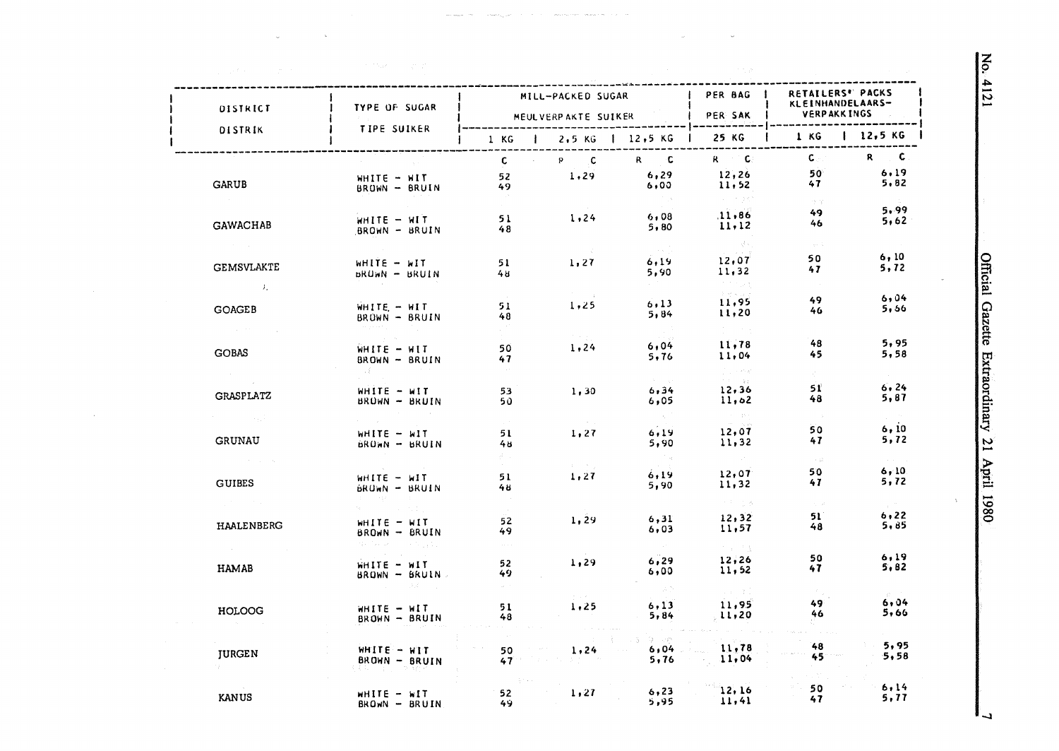| DISTRICT / DISTRIK | TYPE OF SUGAR / TIPE SUIKER | MILL-PACKED SUGAR / MEULVERPAKTE SUIKER | | | PER BAG / PER SAK | RETAILERS' PACKS / KLEINHANDELAARS-VERPAKKINGS | |
|---|---|---|---|---|---|---|---|
| | | 1 KG | 2,5 KG | 12,5 KG | 25 KG | 1 KG | 12,5 KG |
| | | C | R C | R C | R C | C | R C |
| GARUB | WHITE - WIT | 52 | 1,29 | 6,29 | 12,26 | 50 | 6,19 |
| | BROWN - BRUIN | 49 | | 6,00 | 11,52 | 47 | 5,82 |
| GAWACHAB | WHITE - WIT | 51 | 1,24 | 6,08 | 11,86 | 49 | 5,99 |
| | BROWN - BRUIN | 48 | | 5,80 | 11,12 | 46 | 5,62 |
| GEMSVLAKTE | WHITE - WIT | 51 | 1,27 | 6,19 | 12,07 | 50 | 6,10 |
| | BROWN - BRUIN | 48 | | 5,90 | 11,32 | 47 | 5,72 |
| GOAGEB | WHITE - WIT | 51 | 1,25 | 6,13 | 11,95 | 49 | 6,04 |
| | BROWN - BRUIN | 48 | | 5,84 | 11,20 | 46 | 5,66 |
| GOBAS | WHITE - WIT | 50 | 1,24 | 6,04 | 11,78 | 48 | 5,95 |
| | BROWN - BRUIN | 47 | | 5,76 | 11,04 | 45 | 5,58 |
| GRASPLATZ | WHITE - WIT | 53 | 1,30 | 6,34 | 12,36 | 51 | 6,24 |
| | BROWN - BRUIN | 50 | | 6,05 | 11,62 | 48 | 5,87 |
| GRUNAU | WHITE - WIT | 51 | 1,27 | 6,19 | 12,07 | 50 | 6,10 |
| | BROWN - BRUIN | 48 | | 5,90 | 11,32 | 47 | 5,72 |
| GUIBES | WHITE - WIT | 51 | 1,27 | 6,19 | 12,07 | 50 | 6,10 |
| | BROWN - BRUIN | 48 | | 5,90 | 11,32 | 47 | 5,72 |
| HAALENBERG | WHITE - WIT | 52 | 1,29 | 6,31 | 12,32 | 51 | 6,22 |
| | BROWN - BRUIN | 49 | | 6,03 | 11,57 | 48 | 5,85 |
| HAMAB | WHITE - WIT | 52 | 1,29 | 6,29 | 12,26 | 50 | 6,19 |
| | BROWN - BRUIN | 49 | | 6,00 | 11,52 | 47 | 5,82 |
| HOLOOG | WHITE - WIT | 51 | 1,25 | 6,13 | 11,95 | 49 | 6,04 |
| | BROWN - BRUIN | 48 | | 5,84 | 11,20 | 46 | 5,66 |
| JURGEN | WHITE - WIT | 50 | 1,24 | 6,04 | 11,78 | 48 | 5,95 |
| | BROWN - BRUIN | 47 | | 5,76 | 11,04 | 45 | 5,58 |
| KANUS | WHITE - WIT | 52 | 1,27 | 6,23 | 12,16 | 50 | 6,14 |
| | BROWN - BRUIN | 49 | | 5,95 | 11,41 | 47 | 5,77 |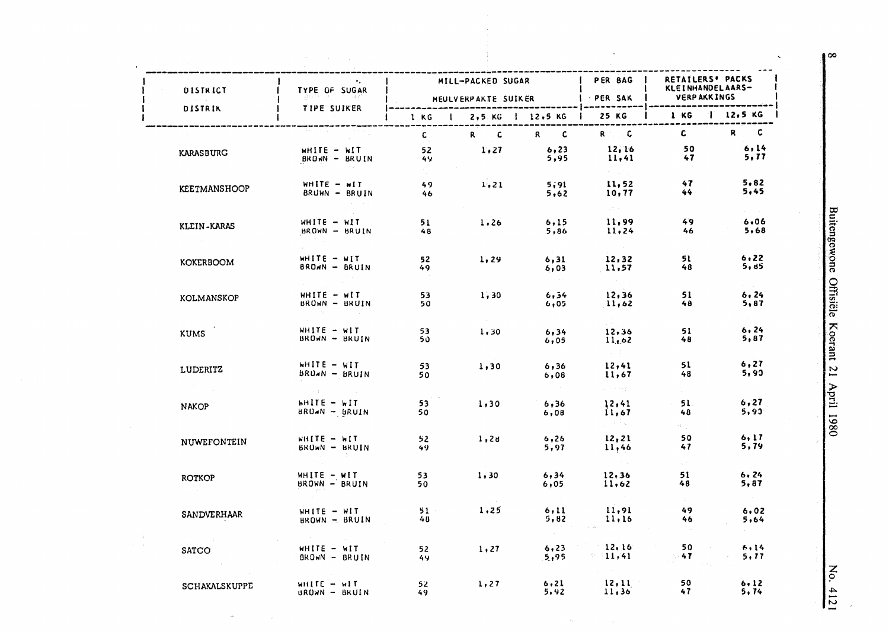| DISTRICT / DISTRIK | TYPE OF SUGAR / TIPE SUIKER | MILL-PACKED SUGAR / MEULVERPAKTE SUIKER | | | PER BAG / PER SAK | RETAILERS' PACKS / KLEINHANDELAARS-VERPAKKINGS | |
|---|---|---|---|---|---|---|---|
| | | 1 KG | 2,5 KG | 12,5 KG | 25 KG | 1 KG | 12,5 KG |
| | | C | R C | R C | R C | C | R C |
| KARASBURG | WHITE - WIT | 52 | 1,27 | 6,23 | 12,16 | 50 | 6,14 |
| | BROWN - BRUIN | 49 | | 5,95 | 11,41 | 47 | 5,77 |
| KEETMANSHOOP | WHITE - WIT | 49 | 1,21 | 5,91 | 11,52 | 47 | 5,82 |
| | BRUWN - BRUIN | 46 | | 5,62 | 10,77 | 44 | 5,45 |
| KLEIN-KARAS | WHITE - WIT | 51 | 1,26 | 6,15 | 11,99 | 49 | 6,06 |
| | BROWN - BRUIN | 48 | | 5,86 | 11,24 | 46 | 5,68 |
| KOKERBOOM | WHITE - WIT | 52 | 1,29 | 6,31 | 12,32 | 51 | 6,22 |
| | BROWN - BRUIN | 49 | | 6,03 | 11,57 | 48 | 5,85 |
| KOLMANSKOP | WHITE - WIT | 53 | 1,30 | 6,34 | 12,36 | 51 | 6,24 |
| | BROWN - BRUIN | 50 | | 6,05 | 11,62 | 48 | 5,87 |
| KUMS | WHITE - WIT | 53 | 1,30 | 6,34 | 12,36 | 51 | 6,24 |
| | BROWN - BRUIN | 50 | | 6,05 | 11,62 | 48 | 5,87 |
| LUDERITZ | WHITE - WIT | 53 | 1,30 | 6,36 | 12,41 | 51 | 6,27 |
| | BROWN - BRUIN | 50 | | 6,08 | 11,67 | 48 | 5,90 |
| NAKOP | WHITE - WIT | 53 | 1,30 | 6,36 | 12,41 | 51 | 6,27 |
| | BROWN - BRUIN | 50 | | 6,08 | 11,67 | 48 | 5,90 |
| NUWEFONTEIN | WHITE - WIT | 52 | 1,28 | 6,26 | 12,21 | 50 | 6,17 |
| | BROWN - BRUIN | 49 | | 5,97 | 11,46 | 47 | 5,79 |
| ROTKOP | WHITE - WIT | 53 | 1,30 | 6,34 | 12,36 | 51 | 6,24 |
| | BROWN - BRUIN | 50 | | 6,05 | 11,62 | 48 | 5,87 |
| SANDVERHAAR | WHITE - WIT | 51 | 1,25 | 6,11 | 11,91 | 49 | 6,02 |
| | BROWN - BRUIN | 48 | | 5,82 | 11,16 | 46 | 5,64 |
| SATCO | WHITE - WIT | 52 | 1,27 | 6,23 | 12,16 | 50 | 6,14 |
| | BROWN - BRUIN | 49 | | 5,95 | 11,41 | 47 | 5,77 |
| SCHAKALSKUPPE | WHITE - WIT | 52 | 1,27 | 6,21 | 12,11 | 50 | 6,12 |
| | BROWN - BRUIN | 49 | | 5,92 | 11,36 | 47 | 5,74 |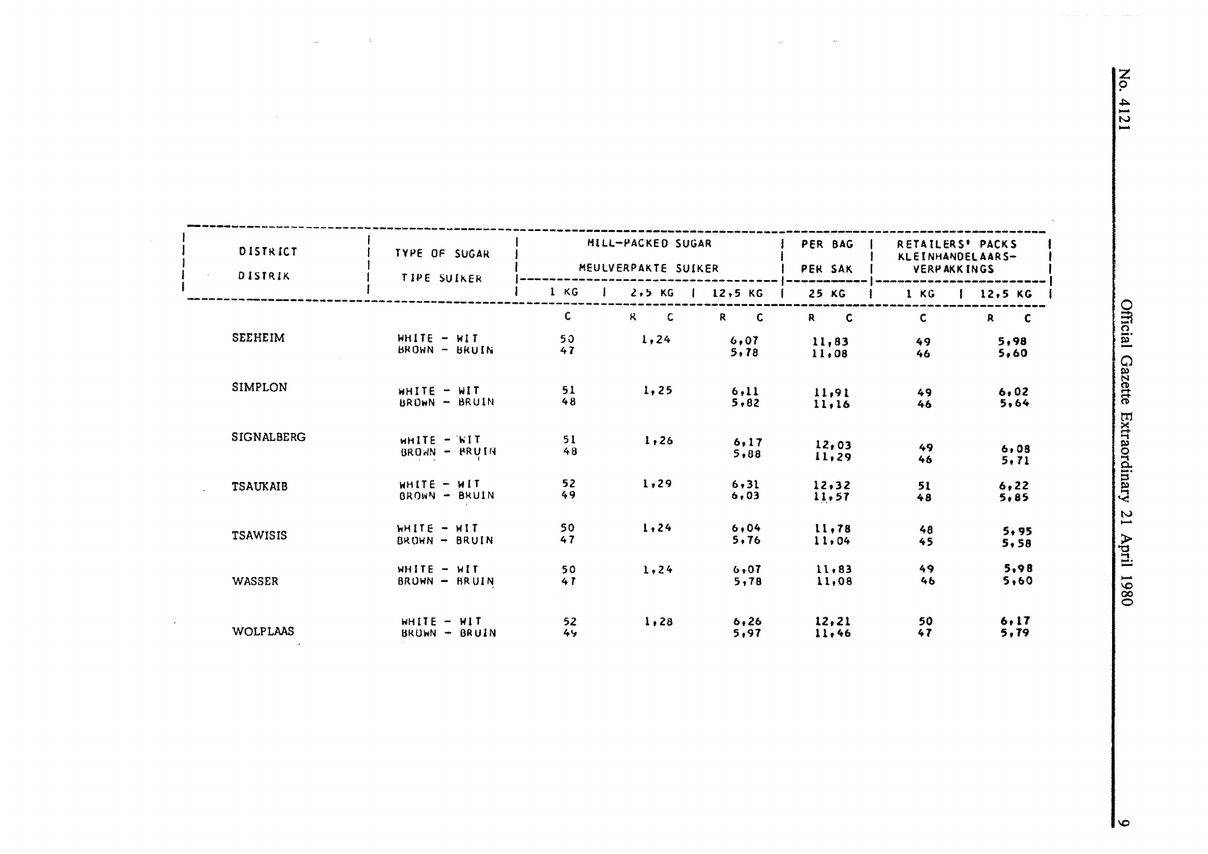| DISTRICT / DISTRIK | TYPE OF SUGAR / TIPE SUIKER | MILL-PACKED SUGAR / MEULVERPAKTE SUIKER | | | PER BAG / PER SAK | RETAILERS' PACKS / KLEINHANDELAARS-VERPAKKINGS | |
|---|---|---|---|---|---|---|---|
| | | 1 KG | 2,5 KG | 12,5 KG | 25 KG | 1 KG | 12,5 KG |
| | | C | R C | R C | R C | C | R C |
| SEEHEIM | WHITE - WIT | 50 | 1,24 | 6,07 | 11,83 | 49 | 5,98 |
| | BROWN - BRUIN | 47 | | 5,78 | 11,08 | 46 | 5,60 |
| SIMPLON | WHITE - WIT | 51 | 1,25 | 6,11 | 11,91 | 49 | 6,02 |
| | BROWN - BRUIN | 48 | | 5,82 | 11,16 | 46 | 5,64 |
| SIGNALBERG | WHITE - WIT | 51 | 1,26 | 6,17 | 12,03 | 49 | 6,08 |
| | BROWN - BRUIN | 48 | | 5,88 | 11,29 | 46 | 5,71 |
| TSAUKAIB | WHITE - WIT | 52 | 1,29 | 6,31 | 12,32 | 51 | 6,22 |
| | BROWN - BRUIN | 49 | | 6,03 | 11,57 | 48 | 5,85 |
| TSAWISIS | WHITE - WIT | 50 | 1,24 | 6,04 | 11,78 | 48 | 5,95 |
| | BROWN - BRUIN | 47 | | 5,76 | 11,04 | 45 | 5,58 |
| WASSER | WHITE - WIT | 50 | 1,24 | 6,07 | 11,83 | 49 | 5,98 |
| | BROWN - BRUIN | 47 | | 5,78 | 11,08 | 46 | 5,60 |
| WOLPLAAS | WHITE - WIT | 52 | 1,28 | 6,26 | 12,21 | 50 | 6,17 |
| | BROWN - BRUIN | 49 | | 5,97 | 11,46 | 47 | 5,79 |